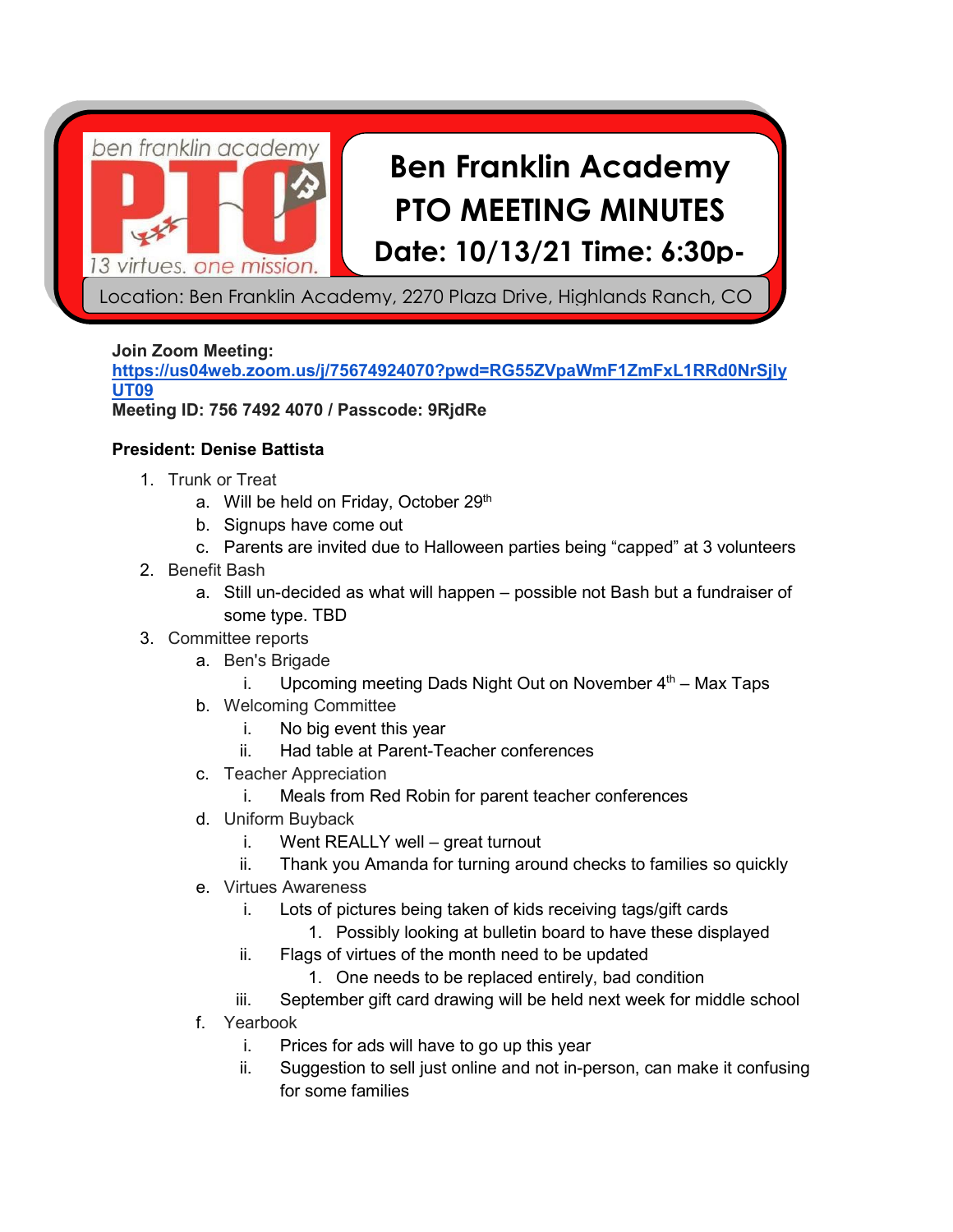ben franklin academy PTO

13 virtues. one mission.

# Ben Franklin Academy PTO MEETING MINUTES

## Date: 10/13/21 Time: 6:30p-

Location: Ben Franklin Academy, 2270 Plaza Drive, Highlands Ranch, CO

**Join Zoom Meeting:**
**https://us04web.zoom.us/j/75674924070?pwd=RG55ZVpaWmF1ZmFxL1RRd0NrSjlyUT09**
**Meeting ID: 756 7492 4070 / Passcode: 9RjdRe**

**President: Denise Battista**

1. Trunk or Treat
   a. Will be held on Friday, October 29th
   b. Signups have come out
   c. Parents are invited due to Halloween parties being "capped" at 3 volunteers
2. Benefit Bash
   a. Still un-decided as what will happen – possible not Bash but a fundraiser of some type. TBD
3. Committee reports
   a. Ben's Brigade
      i. Upcoming meeting Dads Night Out on November 4th – Max Taps
   b. Welcoming Committee
      i. No big event this year
      ii. Had table at Parent-Teacher conferences
   c. Teacher Appreciation
      i. Meals from Red Robin for parent teacher conferences
   d. Uniform Buyback
      i. Went REALLY well – great turnout
      ii. Thank you Amanda for turning around checks to families so quickly
   e. Virtues Awareness
      i. Lots of pictures being taken of kids receiving tags/gift cards
         1. Possibly looking at bulletin board to have these displayed
      ii. Flags of virtues of the month need to be updated
         1. One needs to be replaced entirely, bad condition
      iii. September gift card drawing will be held next week for middle school
   f. Yearbook
      i. Prices for ads will have to go up this year
      ii. Suggestion to sell just online and not in-person, can make it confusing for some families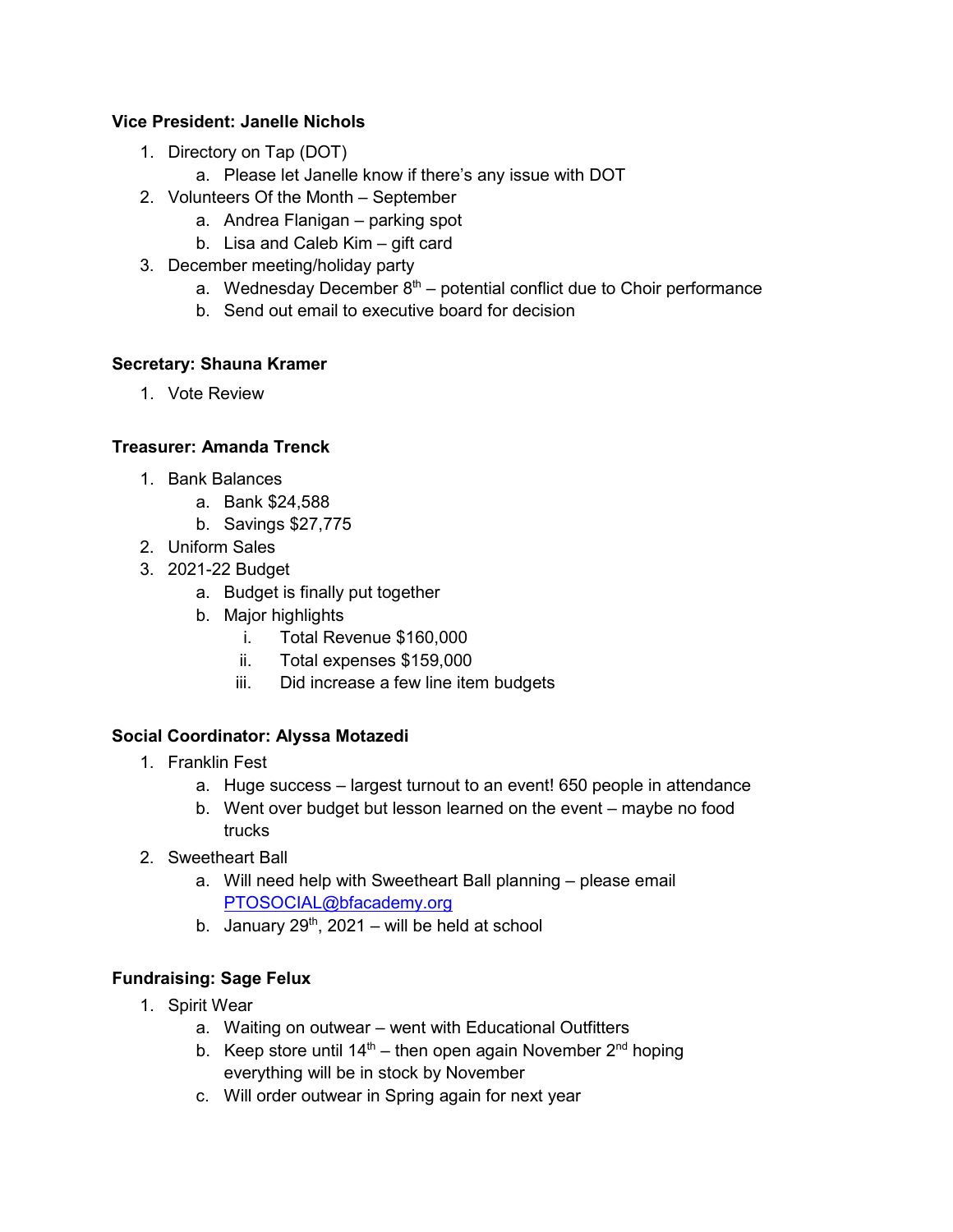**Vice President: Janelle Nichols**

1. Directory on Tap (DOT)
   a. Please let Janelle know if there's any issue with DOT
2. Volunteers Of the Month – September
   a. Andrea Flanigan – parking spot
   b. Lisa and Caleb Kim – gift card
3. December meeting/holiday party
   a. Wednesday December 8th – potential conflict due to Choir performance
   b. Send out email to executive board for decision

**Secretary: Shauna Kramer**

1. Vote Review

**Treasurer: Amanda Trenck**

1. Bank Balances
   a. Bank $24,588
   b. Savings $27,775
2. Uniform Sales
3. 2021-22 Budget
   a. Budget is finally put together
   b. Major highlights
      i. Total Revenue $160,000
      ii. Total expenses $159,000
      iii. Did increase a few line item budgets

**Social Coordinator: Alyssa Motazedi**

1. Franklin Fest
   a. Huge success – largest turnout to an event! 650 people in attendance
   b. Went over budget but lesson learned on the event – maybe no food trucks
2. Sweetheart Ball
   a. Will need help with Sweetheart Ball planning – please email PTOSOCIAL@bfacademy.org
   b. January 29th, 2021 – will be held at school

**Fundraising: Sage Felux**

1. Spirit Wear
   a. Waiting on outwear – went with Educational Outfitters
   b. Keep store until 14th – then open again November 2nd hoping everything will be in stock by November
   c. Will order outwear in Spring again for next year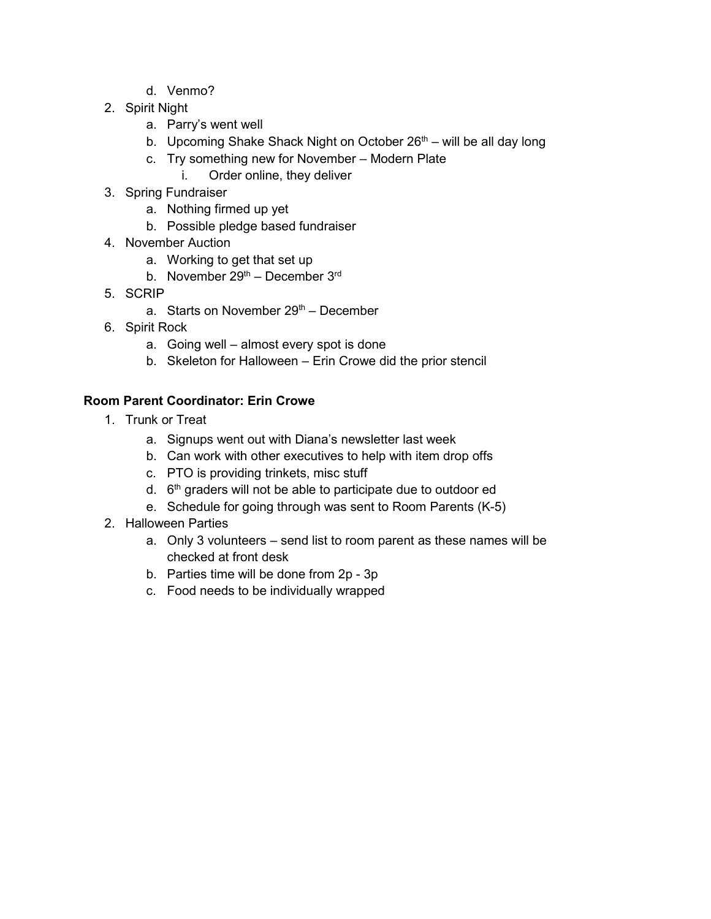d. Venmo?

2. Spirit Night
   a. Parry's went well
   b. Upcoming Shake Shack Night on October 26th – will be all day long
   c. Try something new for November – Modern Plate
      i. Order online, they deliver
3. Spring Fundraiser
   a. Nothing firmed up yet
   b. Possible pledge based fundraiser
4. November Auction
   a. Working to get that set up
   b. November 29th – December 3rd
5. SCRIP
   a. Starts on November 29th – December
6. Spirit Rock
   a. Going well – almost every spot is done
   b. Skeleton for Halloween – Erin Crowe did the prior stencil

**Room Parent Coordinator: Erin Crowe**

1. Trunk or Treat
   a. Signups went out with Diana's newsletter last week
   b. Can work with other executives to help with item drop offs
   c. PTO is providing trinkets, misc stuff
   d. 6th graders will not be able to participate due to outdoor ed
   e. Schedule for going through was sent to Room Parents (K-5)
2. Halloween Parties
   a. Only 3 volunteers – send list to room parent as these names will be checked at front desk
   b. Parties time will be done from 2p - 3p
   c. Food needs to be individually wrapped